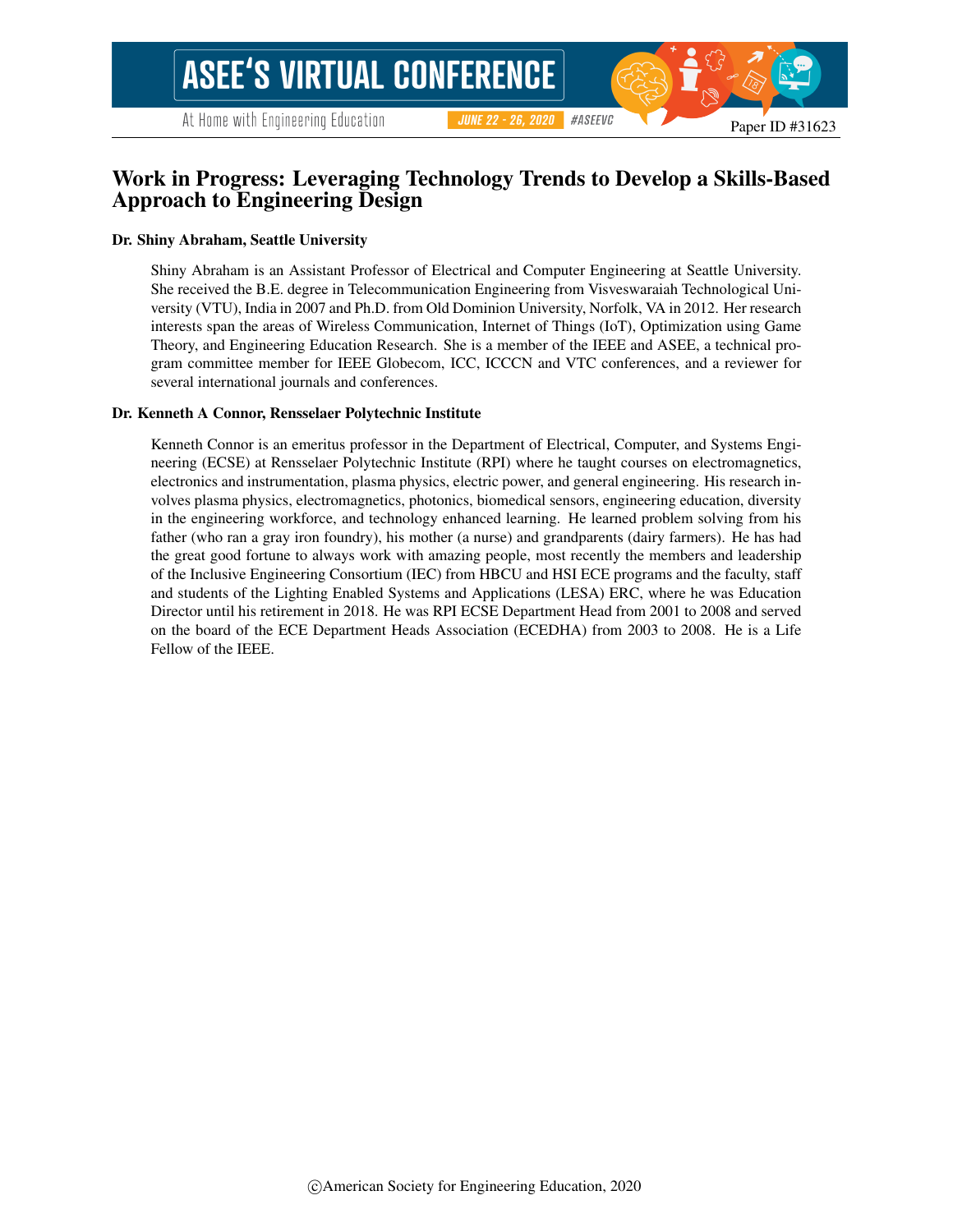Paper ID #31623

# Work in Progress: Leveraging Technology Trends to Develop a Skills-Based Approach to Engineering Design

### Dr. Shiny Abraham, Seattle University

Shiny Abraham is an Assistant Professor of Electrical and Computer Engineering at Seattle University. She received the B.E. degree in Telecommunication Engineering from Visveswaraiah Technological University (VTU), India in 2007 and Ph.D. from Old Dominion University, Norfolk, VA in 2012. Her research interests span the areas of Wireless Communication, Internet of Things (IoT), Optimization using Game Theory, and Engineering Education Research. She is a member of the IEEE and ASEE, a technical program committee member for IEEE Globecom, ICC, ICCCN and VTC conferences, and a reviewer for several international journals and conferences.

### Dr. Kenneth A Connor, Rensselaer Polytechnic Institute

Kenneth Connor is an emeritus professor in the Department of Electrical, Computer, and Systems Engineering (ECSE) at Rensselaer Polytechnic Institute (RPI) where he taught courses on electromagnetics, electronics and instrumentation, plasma physics, electric power, and general engineering. His research involves plasma physics, electromagnetics, photonics, biomedical sensors, engineering education, diversity in the engineering workforce, and technology enhanced learning. He learned problem solving from his father (who ran a gray iron foundry), his mother (a nurse) and grandparents (dairy farmers). He has had the great good fortune to always work with amazing people, most recently the members and leadership of the Inclusive Engineering Consortium (IEC) from HBCU and HSI ECE programs and the faculty, staff and students of the Lighting Enabled Systems and Applications (LESA) ERC, where he was Education Director until his retirement in 2018. He was RPI ECSE Department Head from 2001 to 2008 and served on the board of the ECE Department Heads Association (ECEDHA) from 2003 to 2008. He is a Life Fellow of the IEEE.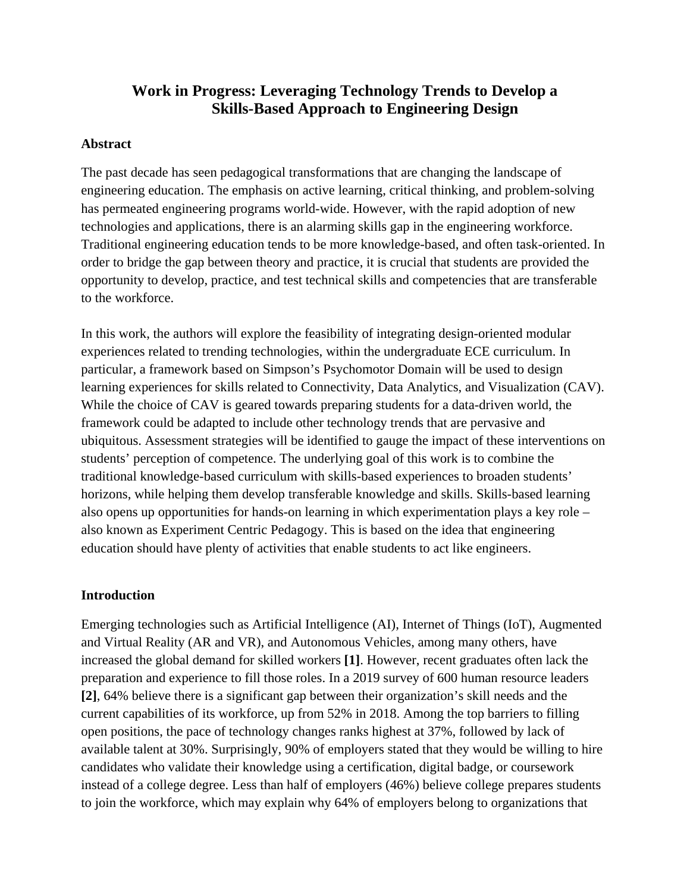# Work in Progress: Leveraging Technology Trends to Develop a Skills-Based Approach to Engineering Design

## Abstract

The past decade has seen pedagogical transformations that are changing the landscape of engineering education. The emphasis on active learning, critical thinking, and problem-solving has permeated engineering programs world-wide. However, with the rapid adoption of new technologies and applications, there is an alarming skills gap in the engineering workforce. Traditional engineering education tends to be more knowledge-based, and often task-oriented. In order to bridge the gap between theory and practice, it is crucial that students are provided the opportunity to develop, practice, and test technical skills and competencies that are transferable to the workforce.

In this work, the authors will explore the feasibility of integrating design-oriented modular experiences related to trending technologies, within the undergraduate ECE curriculum. In particular, a framework based on Simpson's Psychomotor Domain will be used to design learning experiences for skills related to Connectivity, Data Analytics, and Visualization (CAV). While the choice of CAV is geared towards preparing students for a data-driven world, the framework could be adapted to include other technology trends that are pervasive and ubiquitous. Assessment strategies will be identified to gauge the impact of these interventions on students' perception of competence. The underlying goal of this work is to combine the traditional knowledge-based curriculum with skills-based experiences to broaden students' horizons, while helping them develop transferable knowledge and skills. Skills-based learning also opens up opportunities for hands-on learning in which experimentation plays a key role – also known as Experiment Centric Pedagogy. This is based on the idea that engineering education should have plenty of activities that enable students to act like engineers.

## Introduction

Emerging technologies such as Artificial Intelligence (AI), Internet of Things (IoT), Augmented and Virtual Reality (AR and VR), and Autonomous Vehicles, among many others, have increased the global demand for skilled workers **[1]**. However, recent graduates often lack the preparation and experience to fill those roles. In a 2019 survey of 600 human resource leaders **[2]**, 64% believe there is a significant gap between their organization's skill needs and the current capabilities of its workforce, up from 52% in 2018. Among the top barriers to filling open positions, the pace of technology changes ranks highest at 37%, followed by lack of available talent at 30%. Surprisingly, 90% of employers stated that they would be willing to hire candidates who validate their knowledge using a certification, digital badge, or coursework instead of a college degree. Less than half of employers (46%) believe college prepares students to join the workforce, which may explain why 64% of employers belong to organizations that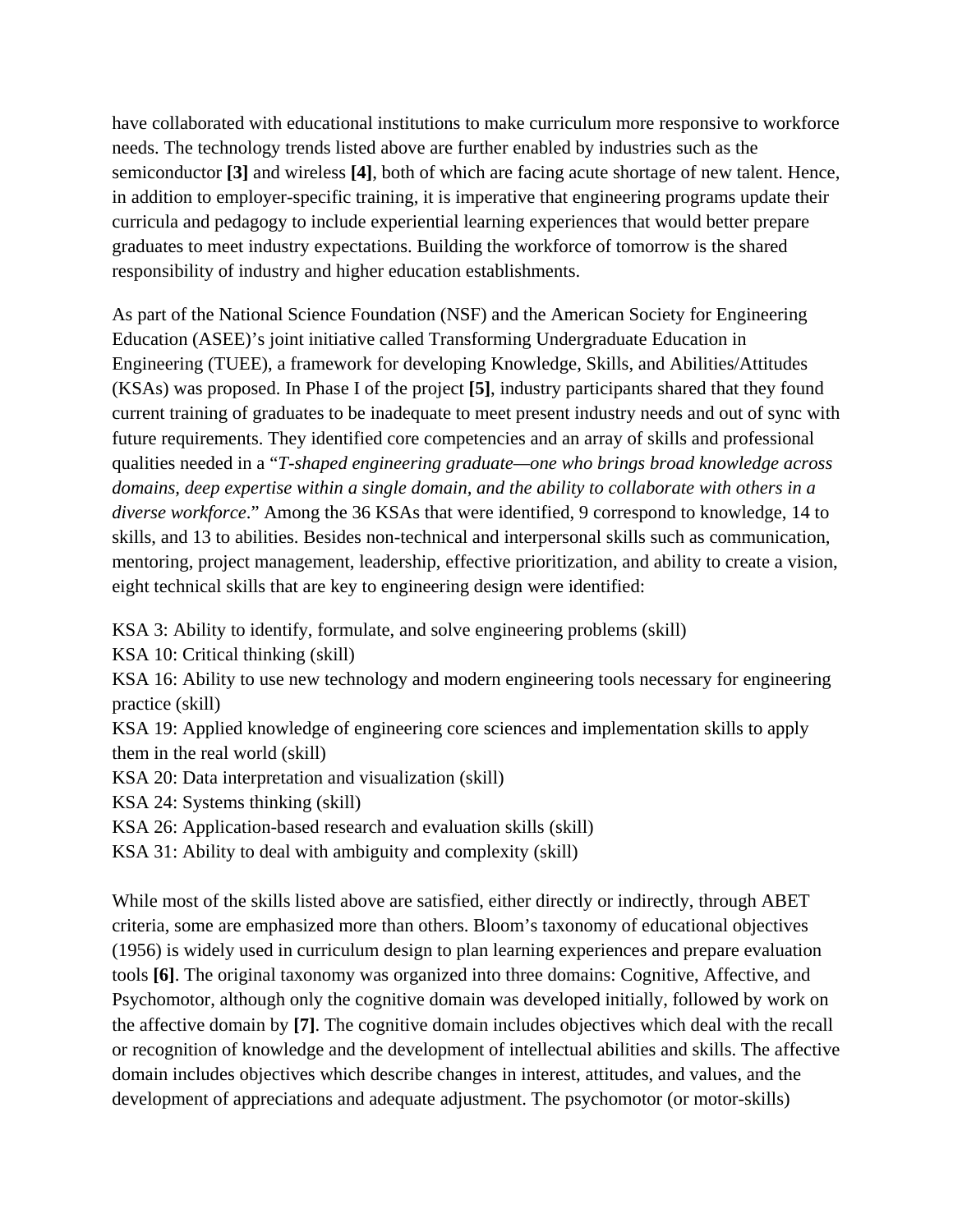have collaborated with educational institutions to make curriculum more responsive to workforce needs. The technology trends listed above are further enabled by industries such as the semiconductor **[3]** and wireless **[4]**, both of which are facing acute shortage of new talent. Hence, in addition to employer-specific training, it is imperative that engineering programs update their curricula and pedagogy to include experiential learning experiences that would better prepare graduates to meet industry expectations. Building the workforce of tomorrow is the shared responsibility of industry and higher education establishments.

As part of the National Science Foundation (NSF) and the American Society for Engineering Education (ASEE)'s joint initiative called Transforming Undergraduate Education in Engineering (TUEE), a framework for developing Knowledge, Skills, and Abilities/Attitudes (KSAs) was proposed. In Phase I of the project **[5]**, industry participants shared that they found current training of graduates to be inadequate to meet present industry needs and out of sync with future requirements. They identified core competencies and an array of skills and professional qualities needed in a "*T-shaped engineering graduate—one who brings broad knowledge across domains, deep expertise within a single domain, and the ability to collaborate with others in a diverse workforce*." Among the 36 KSAs that were identified, 9 correspond to knowledge, 14 to skills, and 13 to abilities. Besides non-technical and interpersonal skills such as communication, mentoring, project management, leadership, effective prioritization, and ability to create a vision, eight technical skills that are key to engineering design were identified:

KSA 3: Ability to identify, formulate, and solve engineering problems (skill)
KSA 10: Critical thinking (skill)
KSA 16: Ability to use new technology and modern engineering tools necessary for engineering practice (skill)
KSA 19: Applied knowledge of engineering core sciences and implementation skills to apply them in the real world (skill)
KSA 20: Data interpretation and visualization (skill)
KSA 24: Systems thinking (skill)
KSA 26: Application-based research and evaluation skills (skill)
KSA 31: Ability to deal with ambiguity and complexity (skill)

While most of the skills listed above are satisfied, either directly or indirectly, through ABET criteria, some are emphasized more than others. Bloom's taxonomy of educational objectives (1956) is widely used in curriculum design to plan learning experiences and prepare evaluation tools **[6]**. The original taxonomy was organized into three domains: Cognitive, Affective, and Psychomotor, although only the cognitive domain was developed initially, followed by work on the affective domain by **[7]**. The cognitive domain includes objectives which deal with the recall or recognition of knowledge and the development of intellectual abilities and skills. The affective domain includes objectives which describe changes in interest, attitudes, and values, and the development of appreciations and adequate adjustment. The psychomotor (or motor-skills)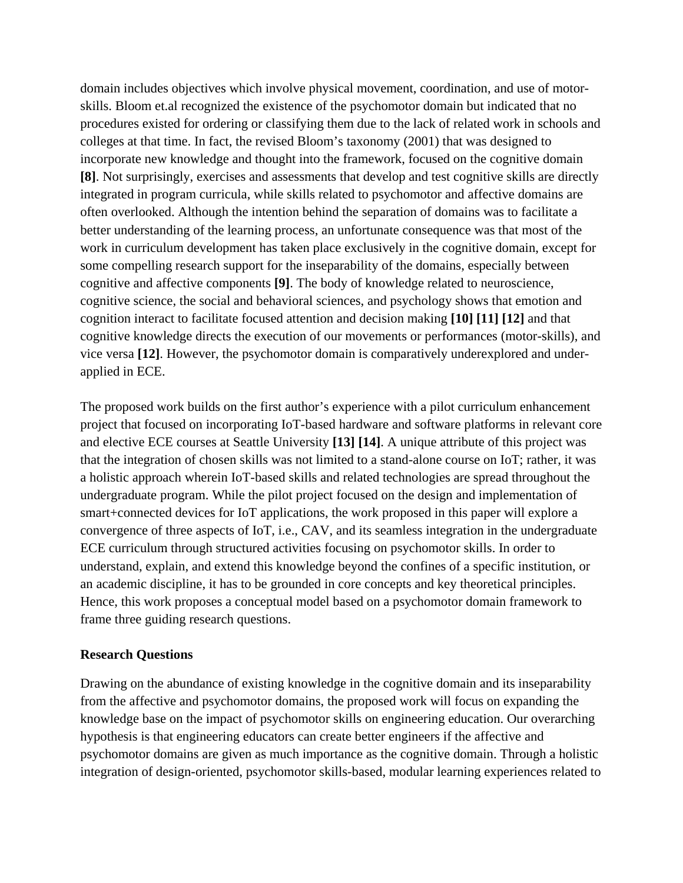domain includes objectives which involve physical movement, coordination, and use of motor-skills. Bloom et.al recognized the existence of the psychomotor domain but indicated that no procedures existed for ordering or classifying them due to the lack of related work in schools and colleges at that time. In fact, the revised Bloom's taxonomy (2001) that was designed to incorporate new knowledge and thought into the framework, focused on the cognitive domain **[8]**. Not surprisingly, exercises and assessments that develop and test cognitive skills are directly integrated in program curricula, while skills related to psychomotor and affective domains are often overlooked. Although the intention behind the separation of domains was to facilitate a better understanding of the learning process, an unfortunate consequence was that most of the work in curriculum development has taken place exclusively in the cognitive domain, except for some compelling research support for the inseparability of the domains, especially between cognitive and affective components **[9]**. The body of knowledge related to neuroscience, cognitive science, the social and behavioral sciences, and psychology shows that emotion and cognition interact to facilitate focused attention and decision making **[10] [11] [12]** and that cognitive knowledge directs the execution of our movements or performances (motor-skills), and vice versa **[12]**. However, the psychomotor domain is comparatively underexplored and under-applied in ECE.

The proposed work builds on the first author's experience with a pilot curriculum enhancement project that focused on incorporating IoT-based hardware and software platforms in relevant core and elective ECE courses at Seattle University **[13] [14]**. A unique attribute of this project was that the integration of chosen skills was not limited to a stand-alone course on IoT; rather, it was a holistic approach wherein IoT-based skills and related technologies are spread throughout the undergraduate program. While the pilot project focused on the design and implementation of smart+connected devices for IoT applications, the work proposed in this paper will explore a convergence of three aspects of IoT, i.e., CAV, and its seamless integration in the undergraduate ECE curriculum through structured activities focusing on psychomotor skills. In order to understand, explain, and extend this knowledge beyond the confines of a specific institution, or an academic discipline, it has to be grounded in core concepts and key theoretical principles. Hence, this work proposes a conceptual model based on a psychomotor domain framework to frame three guiding research questions.

**Research Questions**

Drawing on the abundance of existing knowledge in the cognitive domain and its inseparability from the affective and psychomotor domains, the proposed work will focus on expanding the knowledge base on the impact of psychomotor skills on engineering education. Our overarching hypothesis is that engineering educators can create better engineers if the affective and psychomotor domains are given as much importance as the cognitive domain. Through a holistic integration of design-oriented, psychomotor skills-based, modular learning experiences related to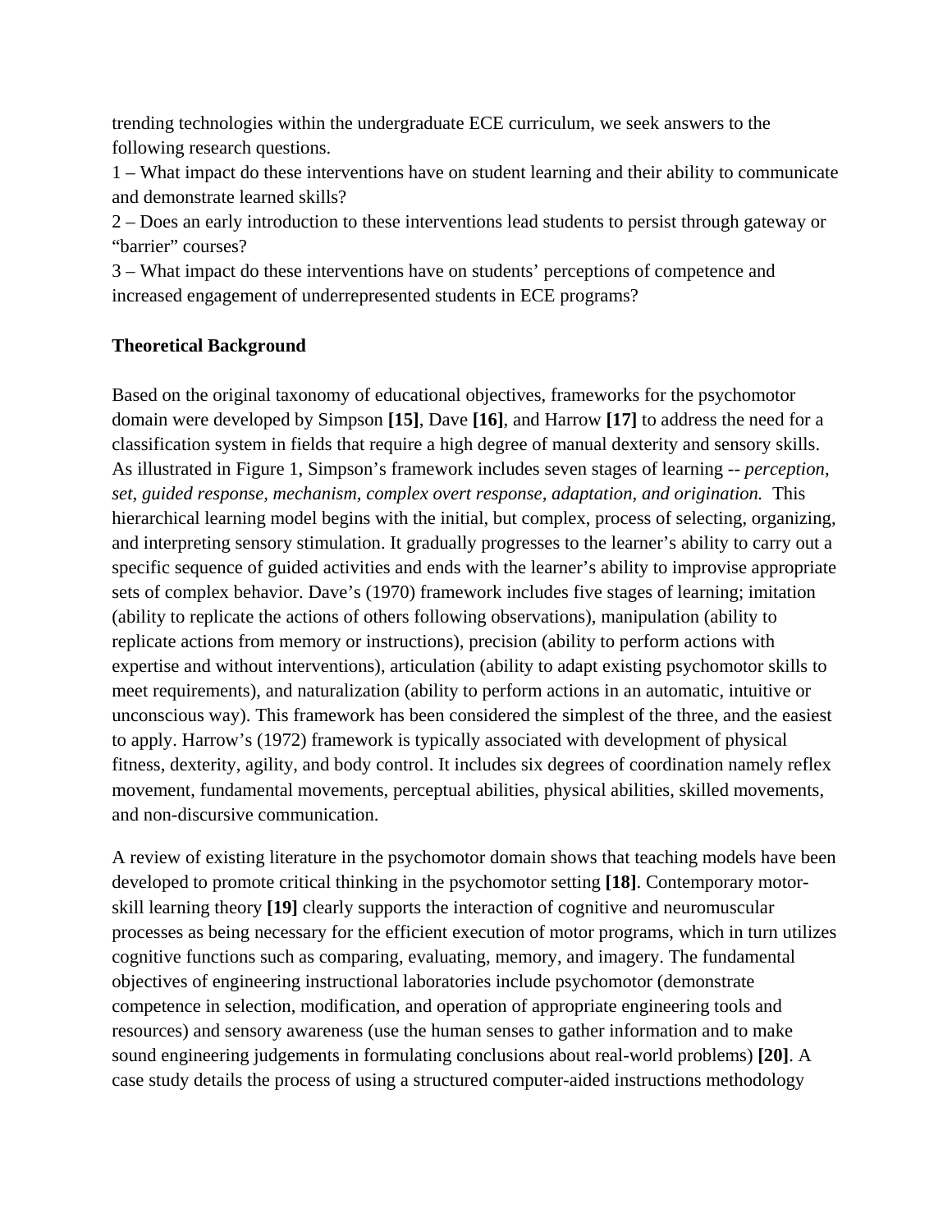trending technologies within the undergraduate ECE curriculum, we seek answers to the following research questions.

1 – What impact do these interventions have on student learning and their ability to communicate and demonstrate learned skills?

2 – Does an early introduction to these interventions lead students to persist through gateway or "barrier" courses?

3 – What impact do these interventions have on students' perceptions of competence and increased engagement of underrepresented students in ECE programs?

**Theoretical Background**

Based on the original taxonomy of educational objectives, frameworks for the psychomotor domain were developed by Simpson **[15]**, Dave **[16]**, and Harrow **[17]** to address the need for a classification system in fields that require a high degree of manual dexterity and sensory skills. As illustrated in Figure 1, Simpson's framework includes seven stages of learning -- *perception, set, guided response, mechanism, complex overt response, adaptation, and origination.* This hierarchical learning model begins with the initial, but complex, process of selecting, organizing, and interpreting sensory stimulation. It gradually progresses to the learner's ability to carry out a specific sequence of guided activities and ends with the learner's ability to improvise appropriate sets of complex behavior. Dave's (1970) framework includes five stages of learning; imitation (ability to replicate the actions of others following observations), manipulation (ability to replicate actions from memory or instructions), precision (ability to perform actions with expertise and without interventions), articulation (ability to adapt existing psychomotor skills to meet requirements), and naturalization (ability to perform actions in an automatic, intuitive or unconscious way). This framework has been considered the simplest of the three, and the easiest to apply. Harrow's (1972) framework is typically associated with development of physical fitness, dexterity, agility, and body control. It includes six degrees of coordination namely reflex movement, fundamental movements, perceptual abilities, physical abilities, skilled movements, and non-discursive communication.

A review of existing literature in the psychomotor domain shows that teaching models have been developed to promote critical thinking in the psychomotor setting **[18]**. Contemporary motor-skill learning theory **[19]** clearly supports the interaction of cognitive and neuromuscular processes as being necessary for the efficient execution of motor programs, which in turn utilizes cognitive functions such as comparing, evaluating, memory, and imagery. The fundamental objectives of engineering instructional laboratories include psychomotor (demonstrate competence in selection, modification, and operation of appropriate engineering tools and resources) and sensory awareness (use the human senses to gather information and to make sound engineering judgements in formulating conclusions about real-world problems) **[20]**. A case study details the process of using a structured computer-aided instructions methodology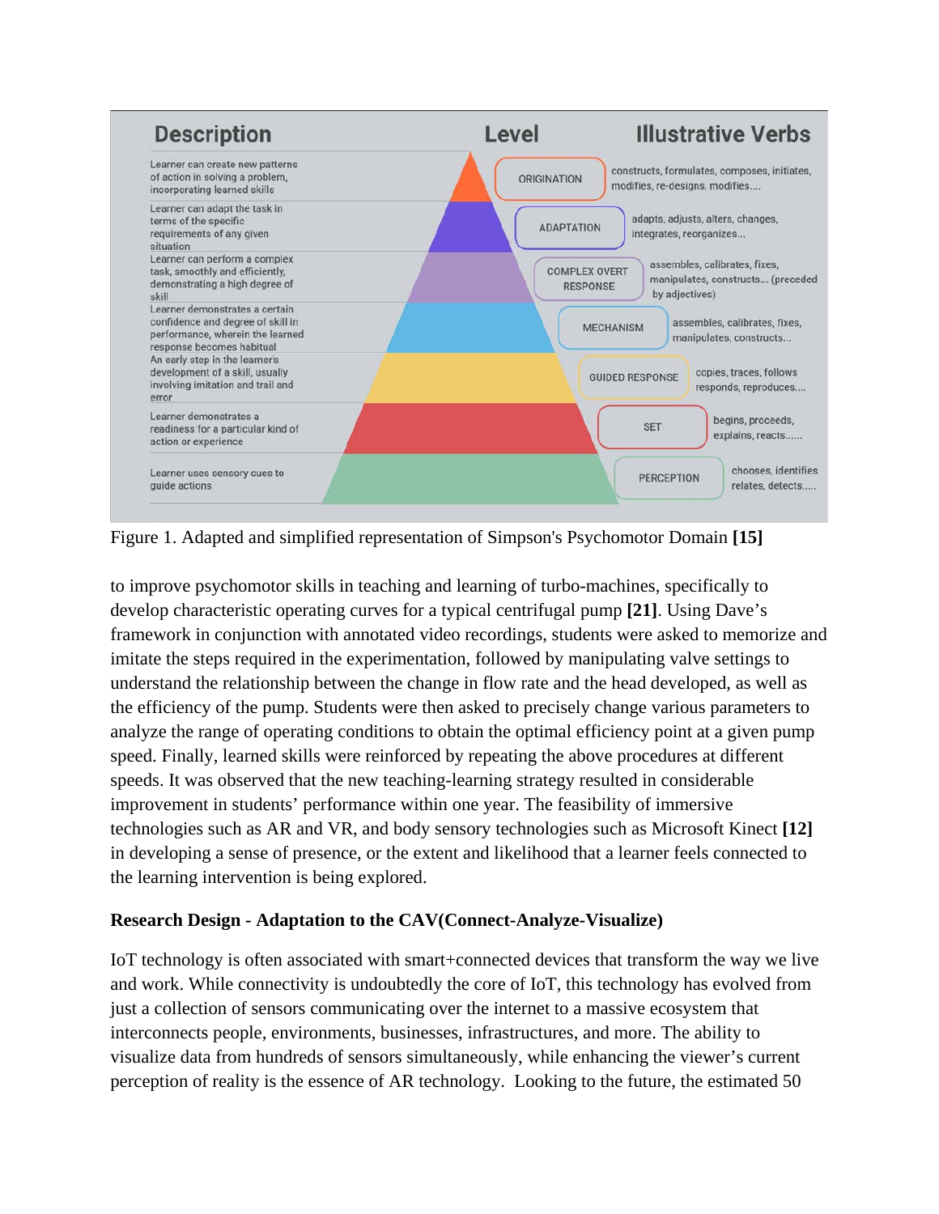| Description | Level | Illustrative Verbs |
| --- | --- | --- |
| Learner can create new patterns of action in solving a problem, incorporating learned skills | ORIGINATION | constructs, formulates, composes, initiates, modifies, re-designs, modifies.... |
| Learner can adapt the task in terms of the specific requirements of any given situation | ADAPTATION | adapts, adjusts, alters, changes, integrates, reorganizes... |
| Learner can perform a complex task, smoothly and efficiently, demonstrating a high degree of skill | COMPLEX OVERT RESPONSE | assembles, calibrates, fixes, manipulates, constructs... (preceded by adjectives) |
| Learner demonstrates a certain confidence and degree of skill in performance, wherein the learned response becomes habitual | MECHANISM | assembles, calibrates, fixes, manipulates, constructs... |
| An early step in the learner's development of a skill, usually involving imitation and trail and error | GUIDED RESPONSE | copies, traces, follows responds, reproduces.... |
| Learner demonstrates a readiness for a particular kind of action or experience | SET | begins, proceeds, explains, reacts..... |
| Learner uses sensory cues to guide actions | PERCEPTION | chooses, identifies relates, detects..... |

Figure 1. Adapted and simplified representation of Simpson's Psychomotor Domain **[15]**

to improve psychomotor skills in teaching and learning of turbo-machines, specifically to develop characteristic operating curves for a typical centrifugal pump **[21]**. Using Dave's framework in conjunction with annotated video recordings, students were asked to memorize and imitate the steps required in the experimentation, followed by manipulating valve settings to understand the relationship between the change in flow rate and the head developed, as well as the efficiency of the pump. Students were then asked to precisely change various parameters to analyze the range of operating conditions to obtain the optimal efficiency point at a given pump speed. Finally, learned skills were reinforced by repeating the above procedures at different speeds. It was observed that the new teaching-learning strategy resulted in considerable improvement in students' performance within one year. The feasibility of immersive technologies such as AR and VR, and body sensory technologies such as Microsoft Kinect **[12]** in developing a sense of presence, or the extent and likelihood that a learner feels connected to the learning intervention is being explored.

**Research Design - Adaptation to the CAV(Connect-Analyze-Visualize)**

IoT technology is often associated with smart+connected devices that transform the way we live and work. While connectivity is undoubtedly the core of IoT, this technology has evolved from just a collection of sensors communicating over the internet to a massive ecosystem that interconnects people, environments, businesses, infrastructures, and more. The ability to visualize data from hundreds of sensors simultaneously, while enhancing the viewer's current perception of reality is the essence of AR technology. Looking to the future, the estimated 50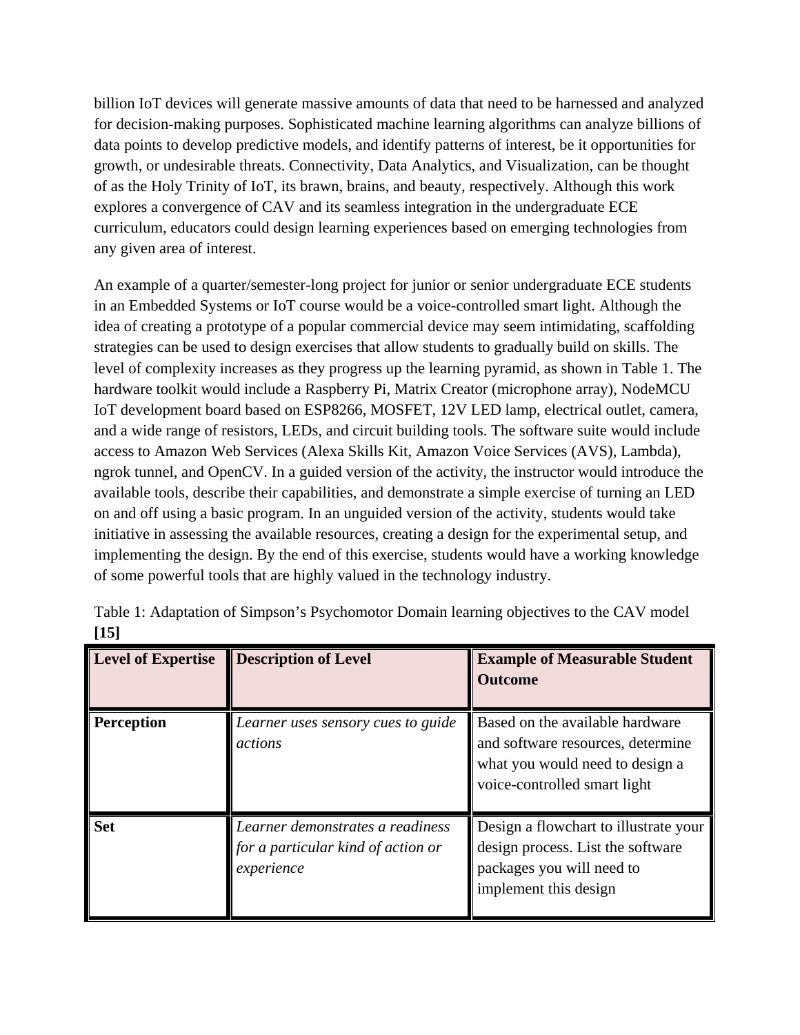billion IoT devices will generate massive amounts of data that need to be harnessed and analyzed for decision-making purposes. Sophisticated machine learning algorithms can analyze billions of data points to develop predictive models, and identify patterns of interest, be it opportunities for growth, or undesirable threats. Connectivity, Data Analytics, and Visualization, can be thought of as the Holy Trinity of IoT, its brawn, brains, and beauty, respectively. Although this work explores a convergence of CAV and its seamless integration in the undergraduate ECE curriculum, educators could design learning experiences based on emerging technologies from any given area of interest.

An example of a quarter/semester-long project for junior or senior undergraduate ECE students in an Embedded Systems or IoT course would be a voice-controlled smart light. Although the idea of creating a prototype of a popular commercial device may seem intimidating, scaffolding strategies can be used to design exercises that allow students to gradually build on skills. The level of complexity increases as they progress up the learning pyramid, as shown in Table 1. The hardware toolkit would include a Raspberry Pi, Matrix Creator (microphone array), NodeMCU IoT development board based on ESP8266, MOSFET, 12V LED lamp, electrical outlet, camera, and a wide range of resistors, LEDs, and circuit building tools. The software suite would include access to Amazon Web Services (Alexa Skills Kit, Amazon Voice Services (AVS), Lambda), ngrok tunnel, and OpenCV. In a guided version of the activity, the instructor would introduce the available tools, describe their capabilities, and demonstrate a simple exercise of turning an LED on and off using a basic program. In an unguided version of the activity, students would take initiative in assessing the available resources, creating a design for the experimental setup, and implementing the design. By the end of this exercise, students would have a working knowledge of some powerful tools that are highly valued in the technology industry.

Table 1: Adaptation of Simpson's Psychomotor Domain learning objectives to the CAV model **[15]**

| **Level of Expertise** | **Description of Level** | **Example of Measurable Student Outcome** |
|---|---|---|
| **Perception** | *Learner uses sensory cues to guide actions* | Based on the available hardware and software resources, determine what you would need to design a voice-controlled smart light |
| **Set** | *Learner demonstrates a readiness for a particular kind of action or experience* | Design a flowchart to illustrate your design process. List the software packages you will need to implement this design |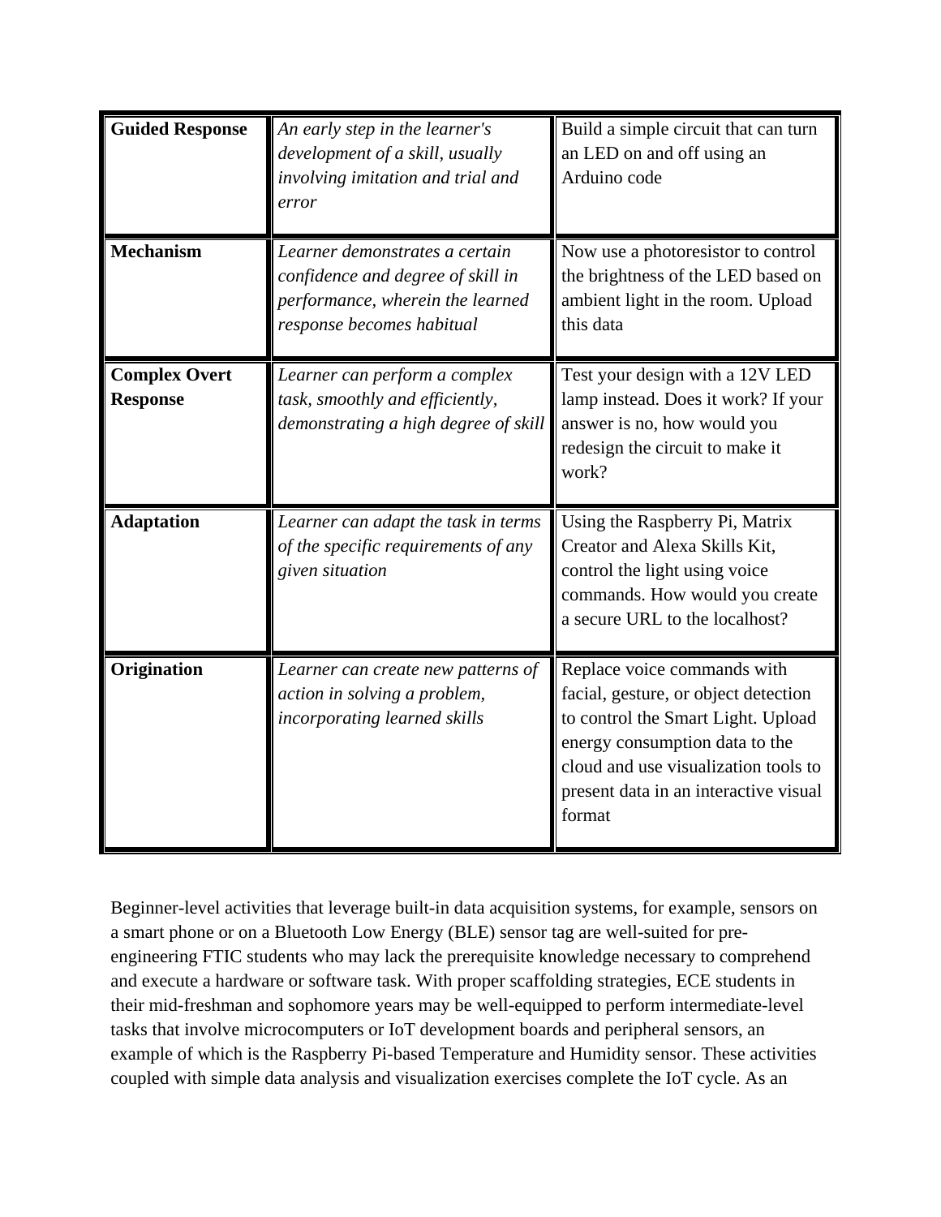| **Guided Response** | *An early step in the learner's development of a skill, usually involving imitation and trial and error* | Build a simple circuit that can turn an LED on and off using an Arduino code |
|---|---|---|
| **Mechanism** | *Learner demonstrates a certain confidence and degree of skill in performance, wherein the learned response becomes habitual* | Now use a photoresistor to control the brightness of the LED based on ambient light in the room. Upload this data |
| **Complex Overt Response** | *Learner can perform a complex task, smoothly and efficiently, demonstrating a high degree of skill* | Test your design with a 12V LED lamp instead. Does it work? If your answer is no, how would you redesign the circuit to make it work? |
| **Adaptation** | *Learner can adapt the task in terms of the specific requirements of any given situation* | Using the Raspberry Pi, Matrix Creator and Alexa Skills Kit, control the light using voice commands. How would you create a secure URL to the localhost? |
| **Origination** | *Learner can create new patterns of action in solving a problem, incorporating learned skills* | Replace voice commands with facial, gesture, or object detection to control the Smart Light. Upload energy consumption data to the cloud and use visualization tools to present data in an interactive visual format |

Beginner-level activities that leverage built-in data acquisition systems, for example, sensors on a smart phone or on a Bluetooth Low Energy (BLE) sensor tag are well-suited for pre-engineering FTIC students who may lack the prerequisite knowledge necessary to comprehend and execute a hardware or software task. With proper scaffolding strategies, ECE students in their mid-freshman and sophomore years may be well-equipped to perform intermediate-level tasks that involve microcomputers or IoT development boards and peripheral sensors, an example of which is the Raspberry Pi-based Temperature and Humidity sensor. These activities coupled with simple data analysis and visualization exercises complete the IoT cycle. As an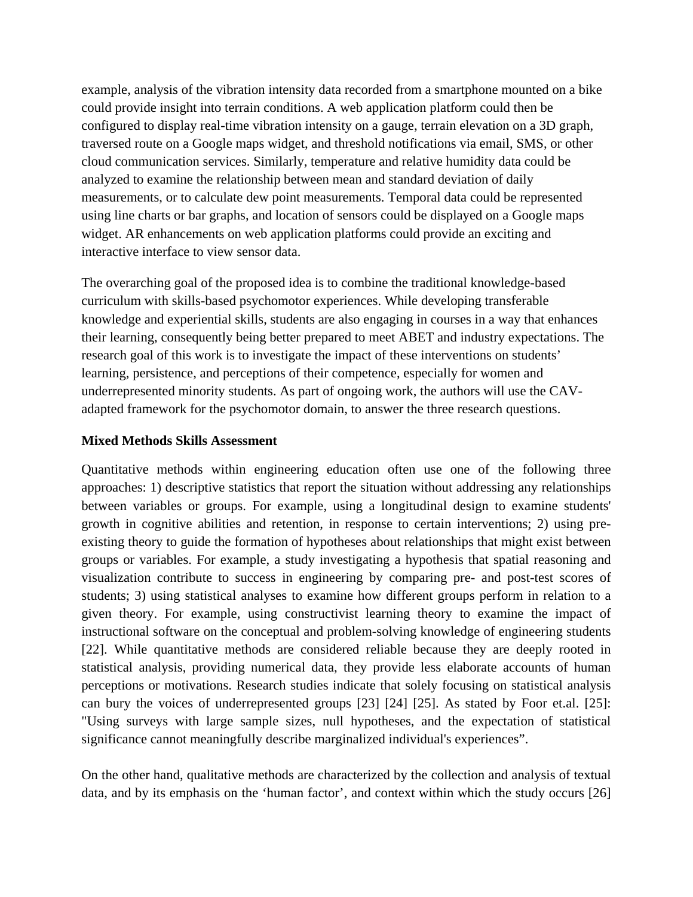example, analysis of the vibration intensity data recorded from a smartphone mounted on a bike could provide insight into terrain conditions. A web application platform could then be configured to display real-time vibration intensity on a gauge, terrain elevation on a 3D graph, traversed route on a Google maps widget, and threshold notifications via email, SMS, or other cloud communication services. Similarly, temperature and relative humidity data could be analyzed to examine the relationship between mean and standard deviation of daily measurements, or to calculate dew point measurements. Temporal data could be represented using line charts or bar graphs, and location of sensors could be displayed on a Google maps widget. AR enhancements on web application platforms could provide an exciting and interactive interface to view sensor data.

The overarching goal of the proposed idea is to combine the traditional knowledge-based curriculum with skills-based psychomotor experiences. While developing transferable knowledge and experiential skills, students are also engaging in courses in a way that enhances their learning, consequently being better prepared to meet ABET and industry expectations. The research goal of this work is to investigate the impact of these interventions on students' learning, persistence, and perceptions of their competence, especially for women and underrepresented minority students. As part of ongoing work, the authors will use the CAV-adapted framework for the psychomotor domain, to answer the three research questions.

**Mixed Methods Skills Assessment**

Quantitative methods within engineering education often use one of the following three approaches: 1) descriptive statistics that report the situation without addressing any relationships between variables or groups. For example, using a longitudinal design to examine students' growth in cognitive abilities and retention, in response to certain interventions; 2) using pre-existing theory to guide the formation of hypotheses about relationships that might exist between groups or variables. For example, a study investigating a hypothesis that spatial reasoning and visualization contribute to success in engineering by comparing pre- and post-test scores of students; 3) using statistical analyses to examine how different groups perform in relation to a given theory. For example, using constructivist learning theory to examine the impact of instructional software on the conceptual and problem-solving knowledge of engineering students [22]. While quantitative methods are considered reliable because they are deeply rooted in statistical analysis, providing numerical data, they provide less elaborate accounts of human perceptions or motivations. Research studies indicate that solely focusing on statistical analysis can bury the voices of underrepresented groups [23] [24] [25]. As stated by Foor et.al. [25]: "Using surveys with large sample sizes, null hypotheses, and the expectation of statistical significance cannot meaningfully describe marginalized individual's experiences".

On the other hand, qualitative methods are characterized by the collection and analysis of textual data, and by its emphasis on the 'human factor', and context within which the study occurs [26]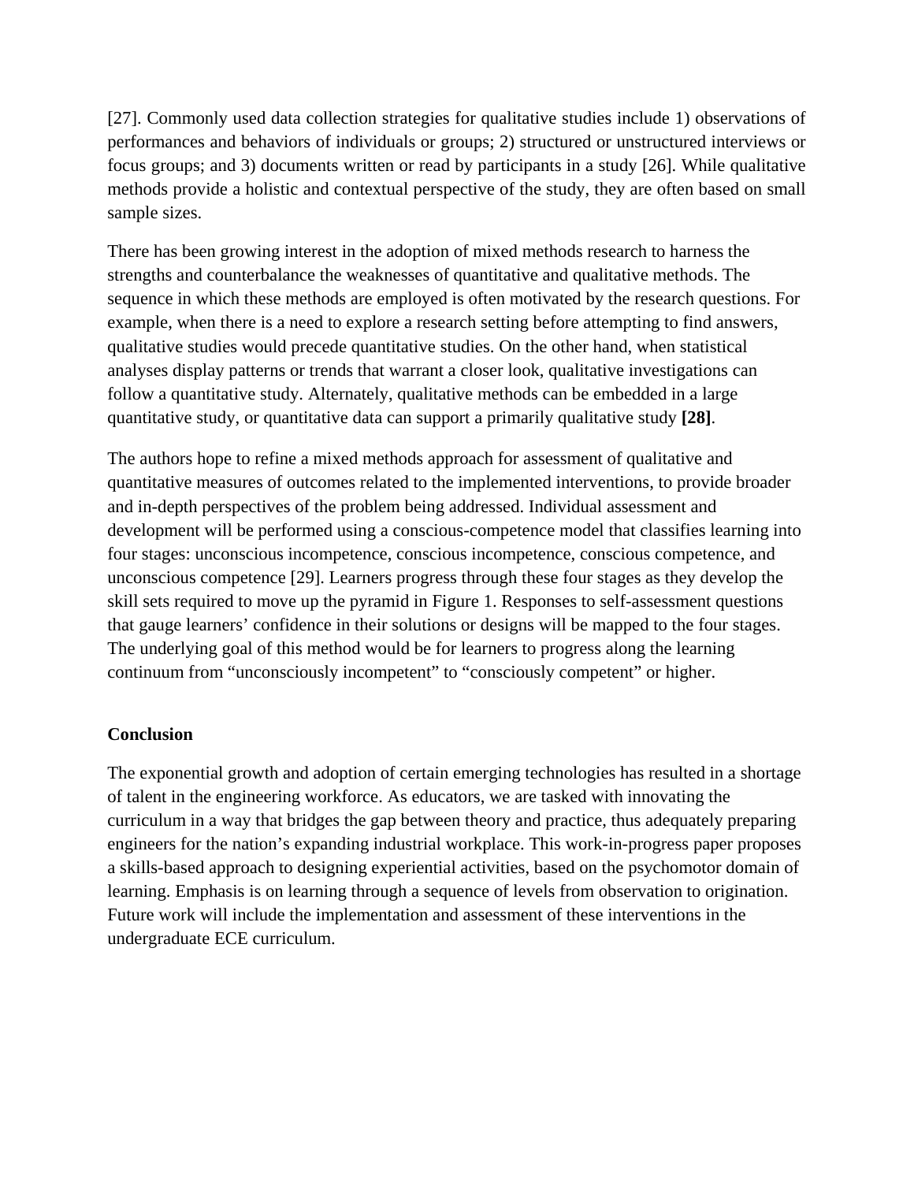[27]. Commonly used data collection strategies for qualitative studies include 1) observations of performances and behaviors of individuals or groups; 2) structured or unstructured interviews or focus groups; and 3) documents written or read by participants in a study [26]. While qualitative methods provide a holistic and contextual perspective of the study, they are often based on small sample sizes.

There has been growing interest in the adoption of mixed methods research to harness the strengths and counterbalance the weaknesses of quantitative and qualitative methods. The sequence in which these methods are employed is often motivated by the research questions. For example, when there is a need to explore a research setting before attempting to find answers, qualitative studies would precede quantitative studies. On the other hand, when statistical analyses display patterns or trends that warrant a closer look, qualitative investigations can follow a quantitative study. Alternately, qualitative methods can be embedded in a large quantitative study, or quantitative data can support a primarily qualitative study **[28]**.

The authors hope to refine a mixed methods approach for assessment of qualitative and quantitative measures of outcomes related to the implemented interventions, to provide broader and in-depth perspectives of the problem being addressed. Individual assessment and development will be performed using a conscious-competence model that classifies learning into four stages: unconscious incompetence, conscious incompetence, conscious competence, and unconscious competence [29]. Learners progress through these four stages as they develop the skill sets required to move up the pyramid in Figure 1. Responses to self-assessment questions that gauge learners' confidence in their solutions or designs will be mapped to the four stages. The underlying goal of this method would be for learners to progress along the learning continuum from "unconsciously incompetent" to "consciously competent" or higher.

## Conclusion

The exponential growth and adoption of certain emerging technologies has resulted in a shortage of talent in the engineering workforce. As educators, we are tasked with innovating the curriculum in a way that bridges the gap between theory and practice, thus adequately preparing engineers for the nation's expanding industrial workplace. This work-in-progress paper proposes a skills-based approach to designing experiential activities, based on the psychomotor domain of learning. Emphasis is on learning through a sequence of levels from observation to origination. Future work will include the implementation and assessment of these interventions in the undergraduate ECE curriculum.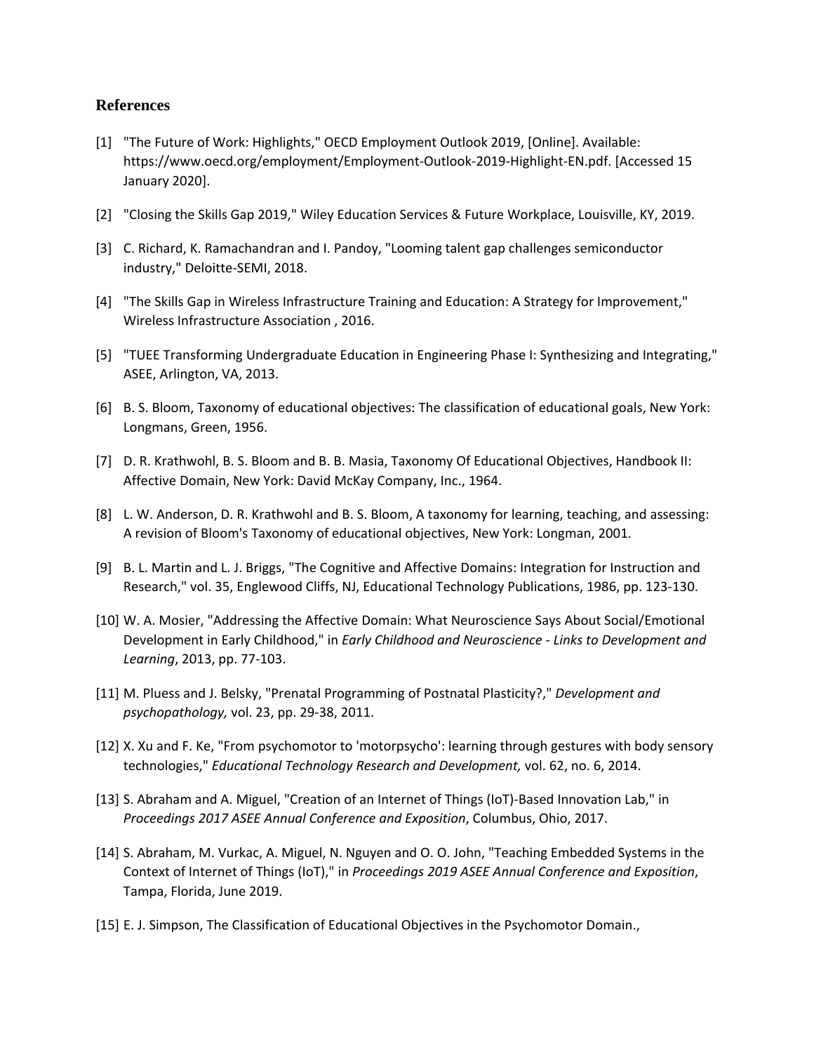## References

[1] "The Future of Work: Highlights," OECD Employment Outlook 2019, [Online]. Available: https://www.oecd.org/employment/Employment-Outlook-2019-Highlight-EN.pdf. [Accessed 15 January 2020].

[2] "Closing the Skills Gap 2019," Wiley Education Services & Future Workplace, Louisville, KY, 2019.

[3] C. Richard, K. Ramachandran and I. Pandoy, "Looming talent gap challenges semiconductor industry," Deloitte-SEMI, 2018.

[4] "The Skills Gap in Wireless Infrastructure Training and Education: A Strategy for Improvement," Wireless Infrastructure Association , 2016.

[5] "TUEE Transforming Undergraduate Education in Engineering Phase I: Synthesizing and Integrating," ASEE, Arlington, VA, 2013.

[6] B. S. Bloom, Taxonomy of educational objectives: The classification of educational goals, New York: Longmans, Green, 1956.

[7] D. R. Krathwohl, B. S. Bloom and B. B. Masia, Taxonomy Of Educational Objectives, Handbook II: Affective Domain, New York: David McKay Company, Inc., 1964.

[8] L. W. Anderson, D. R. Krathwohl and B. S. Bloom, A taxonomy for learning, teaching, and assessing: A revision of Bloom's Taxonomy of educational objectives, New York: Longman, 2001.

[9] B. L. Martin and L. J. Briggs, "The Cognitive and Affective Domains: Integration for Instruction and Research," vol. 35, Englewood Cliffs, NJ, Educational Technology Publications, 1986, pp. 123-130.

[10] W. A. Mosier, "Addressing the Affective Domain: What Neuroscience Says About Social/Emotional Development in Early Childhood," in *Early Childhood and Neuroscience - Links to Development and Learning*, 2013, pp. 77-103.

[11] M. Pluess and J. Belsky, "Prenatal Programming of Postnatal Plasticity?," *Development and psychopathology,* vol. 23, pp. 29-38, 2011.

[12] X. Xu and F. Ke, "From psychomotor to 'motorpsycho': learning through gestures with body sensory technologies," *Educational Technology Research and Development,* vol. 62, no. 6, 2014.

[13] S. Abraham and A. Miguel, "Creation of an Internet of Things (IoT)-Based Innovation Lab," in *Proceedings 2017 ASEE Annual Conference and Exposition*, Columbus, Ohio, 2017.

[14] S. Abraham, M. Vurkac, A. Miguel, N. Nguyen and O. O. John, "Teaching Embedded Systems in the Context of Internet of Things (IoT)," in *Proceedings 2019 ASEE Annual Conference and Exposition*, Tampa, Florida, June 2019.

[15] E. J. Simpson, The Classification of Educational Objectives in the Psychomotor Domain.,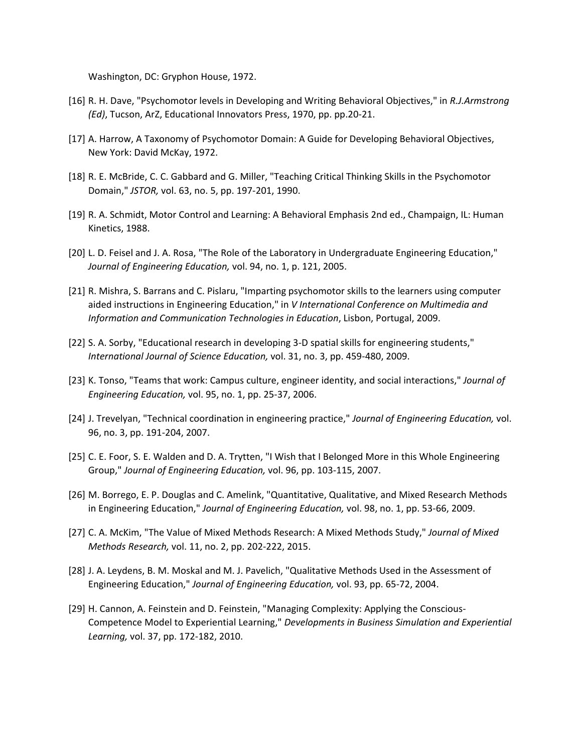Washington, DC: Gryphon House, 1972.

[16] R. H. Dave, "Psychomotor levels in Developing and Writing Behavioral Objectives," in *R.J.Armstrong (Ed)*, Tucson, ArZ, Educational Innovators Press, 1970, pp. pp.20-21.

[17] A. Harrow, A Taxonomy of Psychomotor Domain: A Guide for Developing Behavioral Objectives, New York: David McKay, 1972.

[18] R. E. McBride, C. C. Gabbard and G. Miller, "Teaching Critical Thinking Skills in the Psychomotor Domain," *JSTOR,* vol. 63, no. 5, pp. 197-201, 1990.

[19] R. A. Schmidt, Motor Control and Learning: A Behavioral Emphasis 2nd ed., Champaign, IL: Human Kinetics, 1988.

[20] L. D. Feisel and J. A. Rosa, "The Role of the Laboratory in Undergraduate Engineering Education," *Journal of Engineering Education,* vol. 94, no. 1, p. 121, 2005.

[21] R. Mishra, S. Barrans and C. Pislaru, "Imparting psychomotor skills to the learners using computer aided instructions in Engineering Education," in *V International Conference on Multimedia and Information and Communication Technologies in Education*, Lisbon, Portugal, 2009.

[22] S. A. Sorby, "Educational research in developing 3-D spatial skills for engineering students," *International Journal of Science Education,* vol. 31, no. 3, pp. 459-480, 2009.

[23] K. Tonso, "Teams that work: Campus culture, engineer identity, and social interactions," *Journal of Engineering Education,* vol. 95, no. 1, pp. 25-37, 2006.

[24] J. Trevelyan, "Technical coordination in engineering practice," *Journal of Engineering Education,* vol. 96, no. 3, pp. 191-204, 2007.

[25] C. E. Foor, S. E. Walden and D. A. Trytten, "I Wish that I Belonged More in this Whole Engineering Group," *Journal of Engineering Education,* vol. 96, pp. 103-115, 2007.

[26] M. Borrego, E. P. Douglas and C. Amelink, "Quantitative, Qualitative, and Mixed Research Methods in Engineering Education," *Journal of Engineering Education,* vol. 98, no. 1, pp. 53-66, 2009.

[27] C. A. McKim, "The Value of Mixed Methods Research: A Mixed Methods Study," *Journal of Mixed Methods Research,* vol. 11, no. 2, pp. 202-222, 2015.

[28] J. A. Leydens, B. M. Moskal and M. J. Pavelich, "Qualitative Methods Used in the Assessment of Engineering Education," *Journal of Engineering Education,* vol. 93, pp. 65-72, 2004.

[29] H. Cannon, A. Feinstein and D. Feinstein, "Managing Complexity: Applying the Conscious-Competence Model to Experiential Learning," *Developments in Business Simulation and Experiential Learning,* vol. 37, pp. 172-182, 2010.